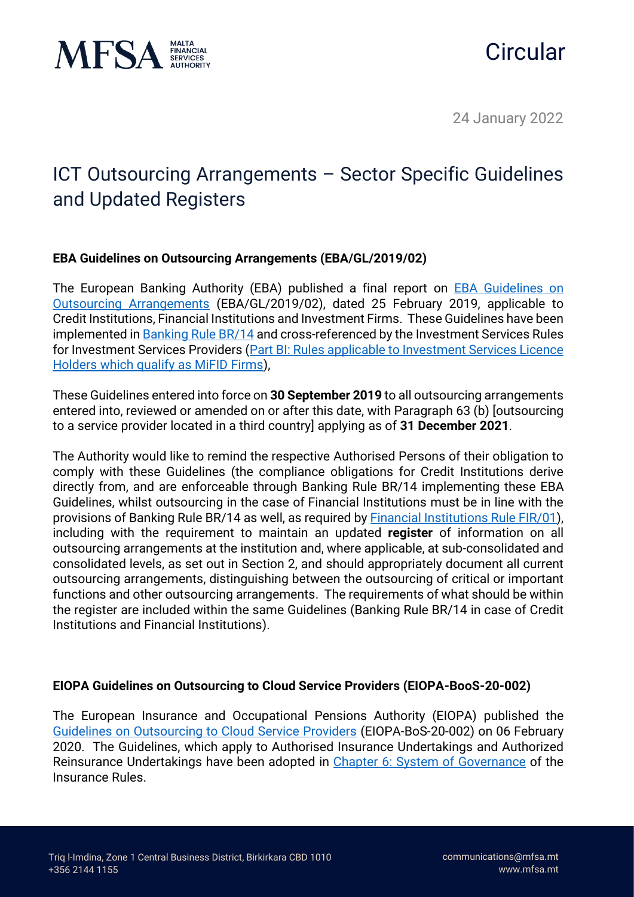# Circular

24 January 2022

## ICT Outsourcing Arrangements – Sector Specific Guidelines and Updated Registers

### EBA Guidelines on Outsourcing Arrangements (EBA/GL/2019/02)

The European Banking Authority (EBA) published a final report on EBA Guidelines on Outsourcing Arrangements (EBA/GL/2019/02), dated 25 February 2019, applicable to Credit Institutions, Financial Institutions and Investment Firms. These Guidelines have been implemented in Banking Rule BR/14 and cross-referenced by the Investment Services Rules for Investment Services Providers (Part BI: Rules applicable to Investment Services Licence Holders which qualify as MiFID Firms),

These Guidelines entered into force on **30 September 2019** to all outsourcing arrangements entered into, reviewed or amended on or after this date, with Paragraph 63 (b) [outsourcing to a service provider located in a third country] applying as of **31 December 2021**.

The Authority would like to remind the respective Authorised Persons of their obligation to comply with these Guidelines (the compliance obligations for Credit Institutions derive directly from, and are enforceable through Banking Rule BR/14 implementing these EBA Guidelines, whilst outsourcing in the case of Financial Institutions must be in line with the provisions of Banking Rule BR/14 as well, as required by Financial Institutions Rule FIR/01), including with the requirement to maintain an updated **register** of information on all outsourcing arrangements at the institution and, where applicable, at sub-consolidated and consolidated levels, as set out in Section 2, and should appropriately document all current outsourcing arrangements, distinguishing between the outsourcing of critical or important functions and other outsourcing arrangements. The requirements of what should be within the register are included within the same Guidelines (Banking Rule BR/14 in case of Credit Institutions and Financial Institutions).

### EIOPA Guidelines on Outsourcing to Cloud Service Providers (EIOPA-BooS-20-002)

The European Insurance and Occupational Pensions Authority (EIOPA) published the Guidelines on Outsourcing to Cloud Service Providers (EIOPA-BoS-20-002) on 06 February 2020. The Guidelines, which apply to Authorised Insurance Undertakings and Authorized Reinsurance Undertakings have been adopted in Chapter 6: System of Governance of the Insurance Rules.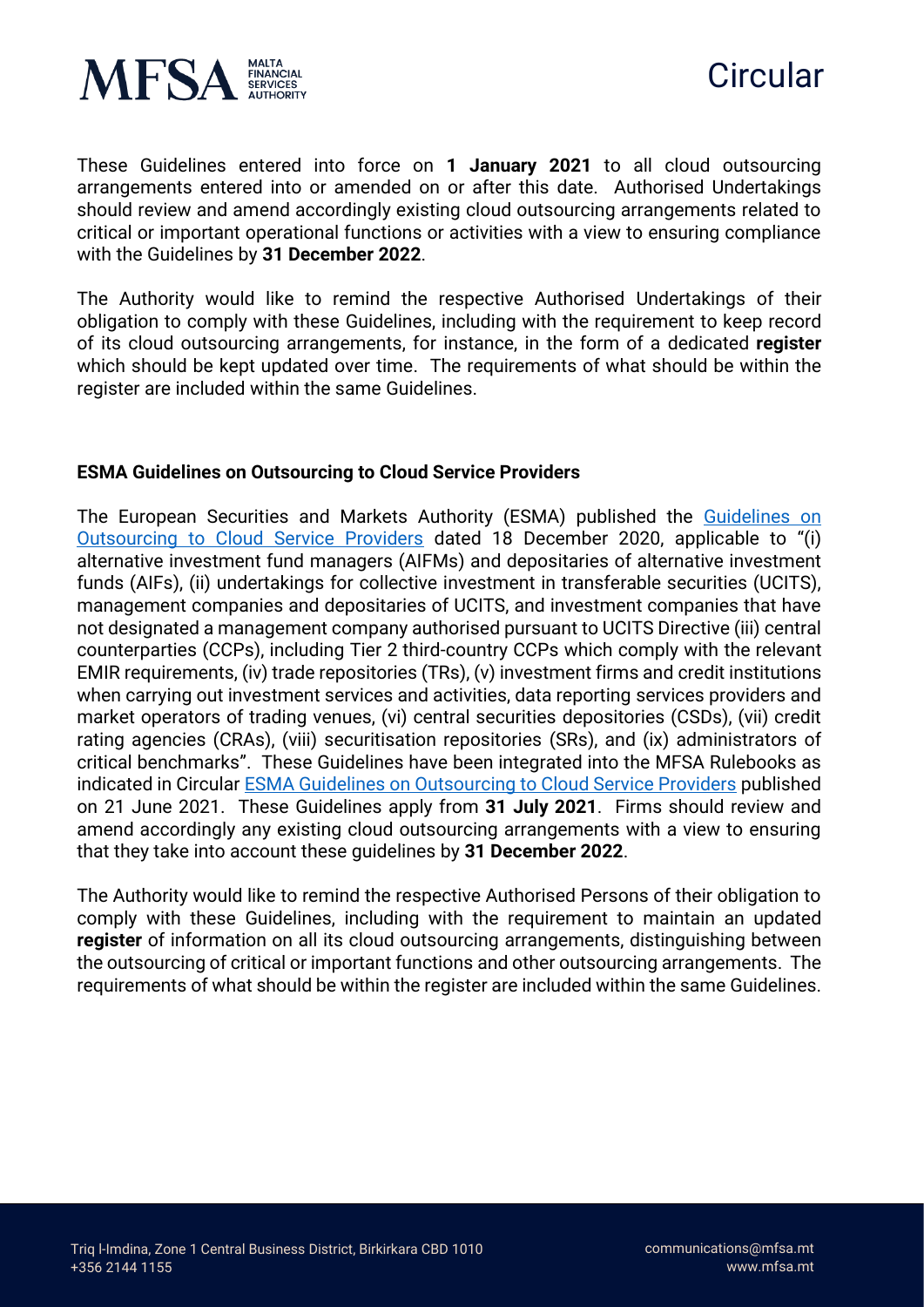These Guidelines entered into force on **1 January 2021** to all cloud outsourcing arrangements entered into or amended on or after this date. Authorised Undertakings should review and amend accordingly existing cloud outsourcing arrangements related to critical or important operational functions or activities with a view to ensuring compliance with the Guidelines by **31 December 2022**.

The Authority would like to remind the respective Authorised Undertakings of their obligation to comply with these Guidelines, including with the requirement to keep record of its cloud outsourcing arrangements, for instance, in the form of a dedicated **register** which should be kept updated over time. The requirements of what should be within the register are included within the same Guidelines.

**ESMA Guidelines on Outsourcing to Cloud Service Providers**

The European Securities and Markets Authority (ESMA) published the Guidelines on Outsourcing to Cloud Service Providers dated 18 December 2020, applicable to "(i) alternative investment fund managers (AIFMs) and depositaries of alternative investment funds (AIFs), (ii) undertakings for collective investment in transferable securities (UCITS), management companies and depositaries of UCITS, and investment companies that have not designated a management company authorised pursuant to UCITS Directive (iii) central counterparties (CCPs), including Tier 2 third-country CCPs which comply with the relevant EMIR requirements, (iv) trade repositories (TRs), (v) investment firms and credit institutions when carrying out investment services and activities, data reporting services providers and market operators of trading venues, (vi) central securities depositories (CSDs), (vii) credit rating agencies (CRAs), (viii) securitisation repositories (SRs), and (ix) administrators of critical benchmarks". These Guidelines have been integrated into the MFSA Rulebooks as indicated in Circular ESMA Guidelines on Outsourcing to Cloud Service Providers published on 21 June 2021. These Guidelines apply from **31 July 2021**. Firms should review and amend accordingly any existing cloud outsourcing arrangements with a view to ensuring that they take into account these guidelines by **31 December 2022**.

The Authority would like to remind the respective Authorised Persons of their obligation to comply with these Guidelines, including with the requirement to maintain an updated **register** of information on all its cloud outsourcing arrangements, distinguishing between the outsourcing of critical or important functions and other outsourcing arrangements. The requirements of what should be within the register are included within the same Guidelines.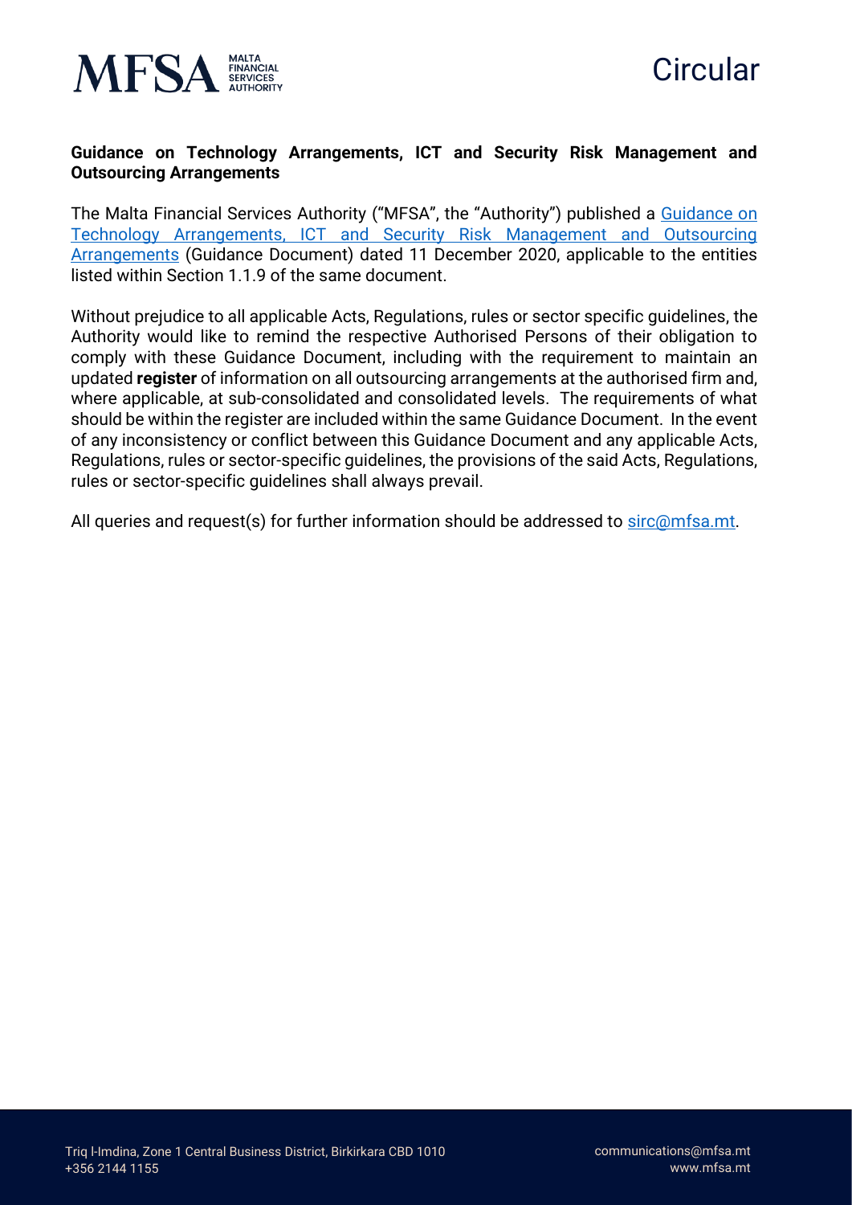Circular

**Guidance on Technology Arrangements, ICT and Security Risk Management and Outsourcing Arrangements**

The Malta Financial Services Authority ("MFSA", the "Authority") published a Guidance on Technology Arrangements, ICT and Security Risk Management and Outsourcing Arrangements (Guidance Document) dated 11 December 2020, applicable to the entities listed within Section 1.1.9 of the same document.

Without prejudice to all applicable Acts, Regulations, rules or sector specific guidelines, the Authority would like to remind the respective Authorised Persons of their obligation to comply with these Guidance Document, including with the requirement to maintain an updated **register** of information on all outsourcing arrangements at the authorised firm and, where applicable, at sub-consolidated and consolidated levels. The requirements of what should be within the register are included within the same Guidance Document. In the event of any inconsistency or conflict between this Guidance Document and any applicable Acts, Regulations, rules or sector-specific guidelines, the provisions of the said Acts, Regulations, rules or sector-specific guidelines shall always prevail.

All queries and request(s) for further information should be addressed to sirc@mfsa.mt.